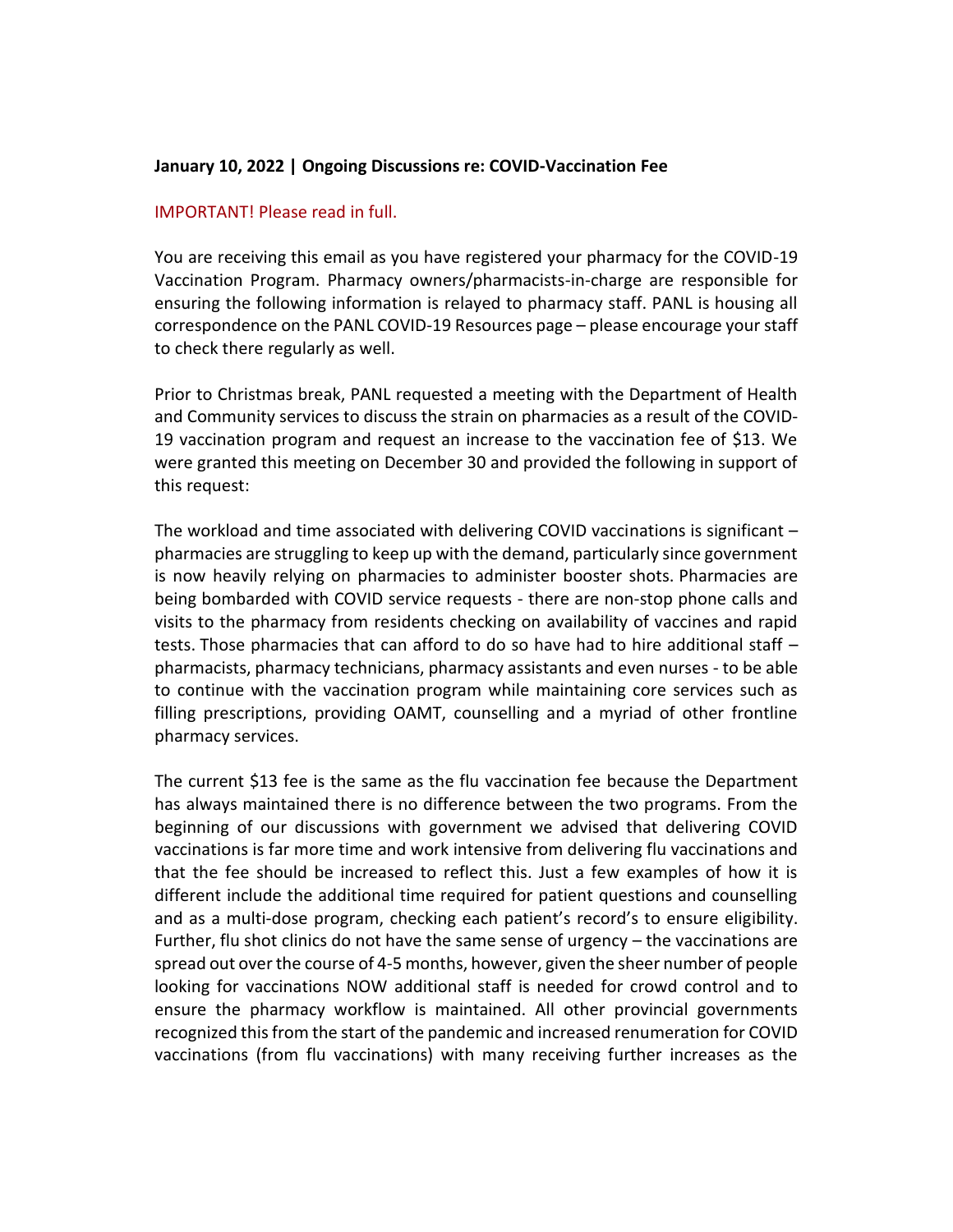**January 10, 2022 | Ongoing Discussions re: COVID-Vaccination Fee**

IMPORTANT! Please read in full.

You are receiving this email as you have registered your pharmacy for the COVID-19 Vaccination Program. Pharmacy owners/pharmacists-in-charge are responsible for ensuring the following information is relayed to pharmacy staff. PANL is housing all correspondence on the PANL COVID-19 Resources page – please encourage your staff to check there regularly as well.

Prior to Christmas break, PANL requested a meeting with the Department of Health and Community services to discuss the strain on pharmacies as a result of the COVID-19 vaccination program and request an increase to the vaccination fee of $13. We were granted this meeting on December 30 and provided the following in support of this request:

The workload and time associated with delivering COVID vaccinations is significant – pharmacies are struggling to keep up with the demand, particularly since government is now heavily relying on pharmacies to administer booster shots. Pharmacies are being bombarded with COVID service requests - there are non-stop phone calls and visits to the pharmacy from residents checking on availability of vaccines and rapid tests. Those pharmacies that can afford to do so have had to hire additional staff – pharmacists, pharmacy technicians, pharmacy assistants and even nurses - to be able to continue with the vaccination program while maintaining core services such as filling prescriptions, providing OAMT, counselling and a myriad of other frontline pharmacy services.

The current $13 fee is the same as the flu vaccination fee because the Department has always maintained there is no difference between the two programs. From the beginning of our discussions with government we advised that delivering COVID vaccinations is far more time and work intensive from delivering flu vaccinations and that the fee should be increased to reflect this. Just a few examples of how it is different include the additional time required for patient questions and counselling and as a multi-dose program, checking each patient's record's to ensure eligibility. Further, flu shot clinics do not have the same sense of urgency – the vaccinations are spread out over the course of 4-5 months, however, given the sheer number of people looking for vaccinations NOW additional staff is needed for crowd control and to ensure the pharmacy workflow is maintained. All other provincial governments recognized this from the start of the pandemic and increased renumeration for COVID vaccinations (from flu vaccinations) with many receiving further increases as the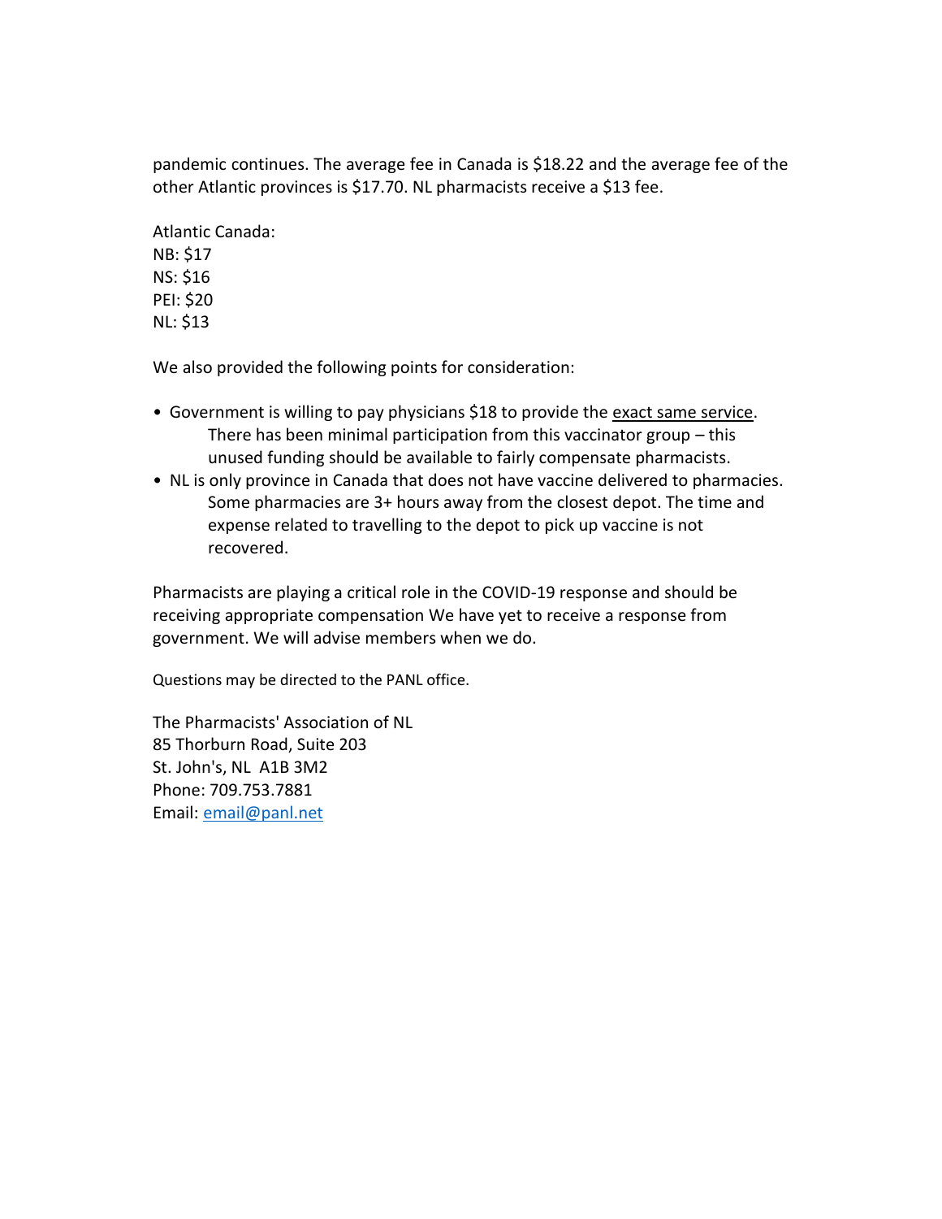pandemic continues. The average fee in Canada is $18.22 and the average fee of the other Atlantic provinces is $17.70. NL pharmacists receive a $13 fee.

Atlantic Canada:
NB: $17
NS: $16
PEI: $20
NL: $13

We also provided the following points for consideration:

- Government is willing to pay physicians $18 to provide the exact same service. There has been minimal participation from this vaccinator group – this unused funding should be available to fairly compensate pharmacists.
- NL is only province in Canada that does not have vaccine delivered to pharmacies. Some pharmacies are 3+ hours away from the closest depot. The time and expense related to travelling to the depot to pick up vaccine is not recovered.

Pharmacists are playing a critical role in the COVID-19 response and should be receiving appropriate compensation We have yet to receive a response from government. We will advise members when we do.

Questions may be directed to the PANL office.

The Pharmacists' Association of NL
85 Thorburn Road, Suite 203
St. John's, NL A1B 3M2
Phone: 709.753.7881
Email: email@panl.net